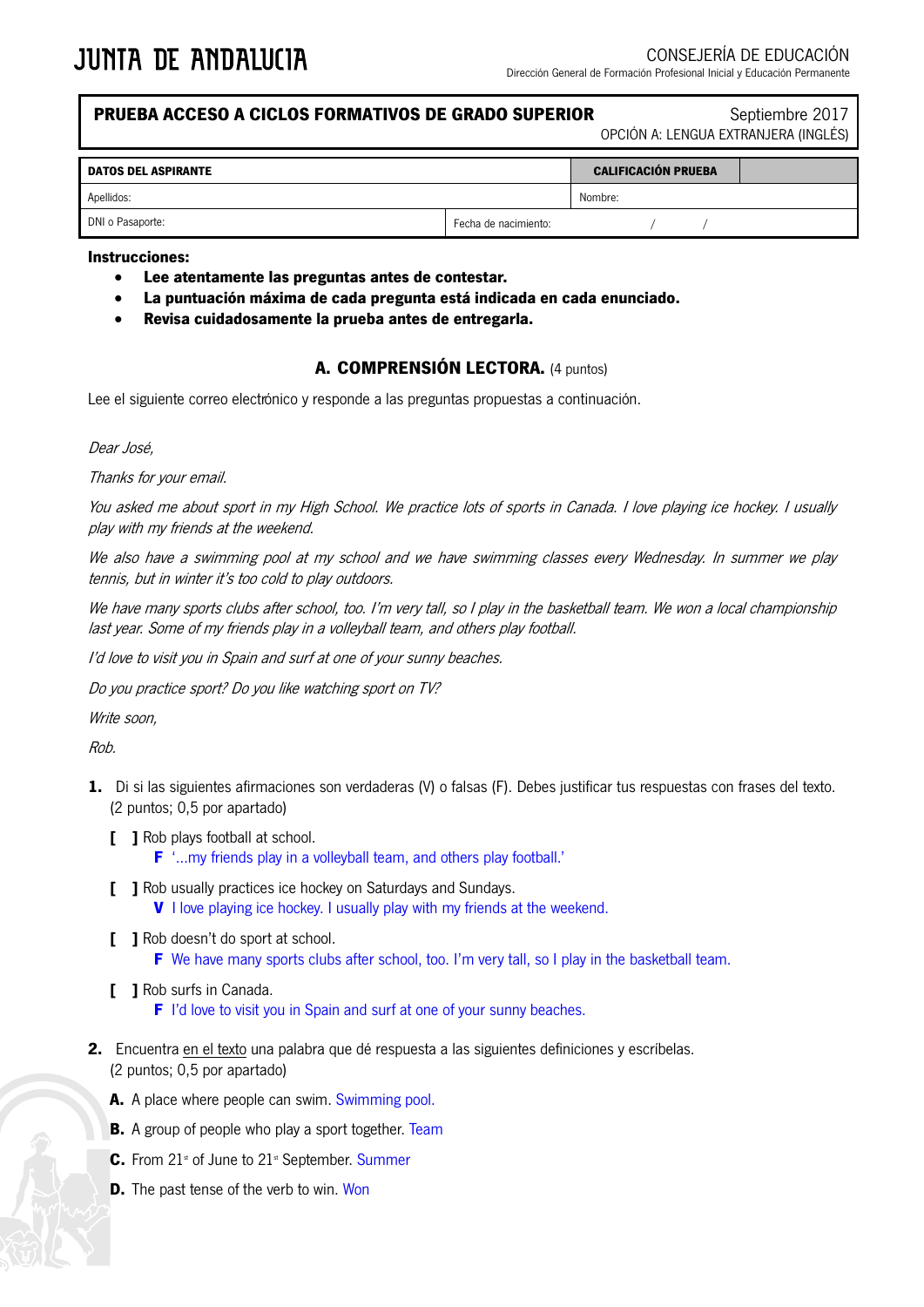JUNTA DE ANDALUCIA

CONSEJERÍA DE EDUCACIÓN
Dirección General de Formación Profesional Inicial y Educación Permanente

**PRUEBA ACCESO A CICLOS FORMATIVOS DE GRADO SUPERIOR** Septiembre 2017
OPCIÓN A: LENGUA EXTRANJERA (INGLÉS)

| DATOS DEL ASPIRANTE | | CALIFICACIÓN PRUEBA | |
|---|---|---|---|
| Apellidos: | | Nombre: | |
| DNI o Pasaporte: | Fecha de nacimiento: / / | | |

**Instrucciones:**

- **Lee atentamente las preguntas antes de contestar.**
- **La puntuación máxima de cada pregunta está indicada en cada enunciado.**
- **Revisa cuidadosamente la prueba antes de entregarla.**

## A. COMPRENSIÓN LECTORA. (4 puntos)

Lee el siguiente correo electrónico y responde a las preguntas propuestas a continuación.

*Dear José,*

*Thanks for your email.*

*You asked me about sport in my High School. We practice lots of sports in Canada. I love playing ice hockey. I usually play with my friends at the weekend.*

*We also have a swimming pool at my school and we have swimming classes every Wednesday. In summer we play tennis, but in winter it's too cold to play outdoors.*

*We have many sports clubs after school, too. I'm very tall, so I play in the basketball team. We won a local championship last year. Some of my friends play in a volleyball team, and others play football.*

*I'd love to visit you in Spain and surf at one of your sunny beaches.*

*Do you practice sport? Do you like watching sport on TV?*

*Write soon,*

*Rob.*

**1.** Di si las siguientes afirmaciones son verdaderas (V) o falsas (F). Debes justificar tus respuestas con frases del texto. (2 puntos; 0,5 por apartado)

**[ ]** Rob plays football at school.
  **F** '...my friends play in a volleyball team, and others play football.'

**[ ]** Rob usually practices ice hockey on Saturdays and Sundays.
  **V** I love playing ice hockey. I usually play with my friends at the weekend.

**[ ]** Rob doesn't do sport at school.
  **F** We have many sports clubs after school, too. I'm very tall, so I play in the basketball team.

**[ ]** Rob surfs in Canada.
  **F** I'd love to visit you in Spain and surf at one of your sunny beaches.

**2.** Encuentra en el texto una palabra que dé respuesta a las siguientes definiciones y escríbelas. (2 puntos; 0,5 por apartado)

**A.** A place where people can swim. Swimming pool.

**B.** A group of people who play a sport together. Team

**C.** From 21st of June to 21st September. Summer

**D.** The past tense of the verb to win. Won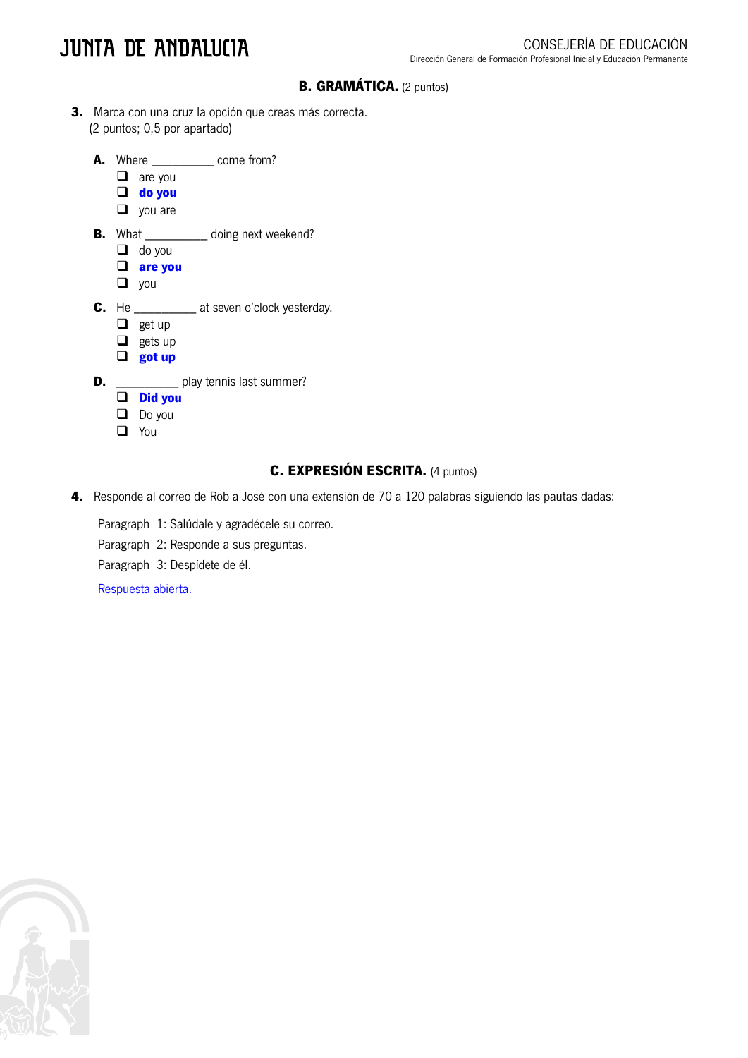## B. GRAMÁTICA. (2 puntos)

**3.** Marca con una cruz la opción que creas más correcta.
(2 puntos; 0,5 por apartado)

**A.** Where __________ come from?

- ❑ are you
- ❑ **do you**
- ❑ you are

**B.** What __________ doing next weekend?

- ❑ do you
- ❑ **are you**
- ❑ you

**C.** He __________ at seven o'clock yesterday.

- ❑ get up
- ❑ gets up
- ❑ **got up**

**D.** __________ play tennis last summer?

- ❑ **Did you**
- ❑ Do you
- ❑ You

## C. EXPRESIÓN ESCRITA. (4 puntos)

**4.** Responde al correo de Rob a José con una extensión de 70 a 120 palabras siguiendo las pautas dadas:

Paragraph 1: Salúdale y agradécele su correo.

Paragraph 2: Responde a sus preguntas.

Paragraph 3: Despídete de él.

Respuesta abierta.